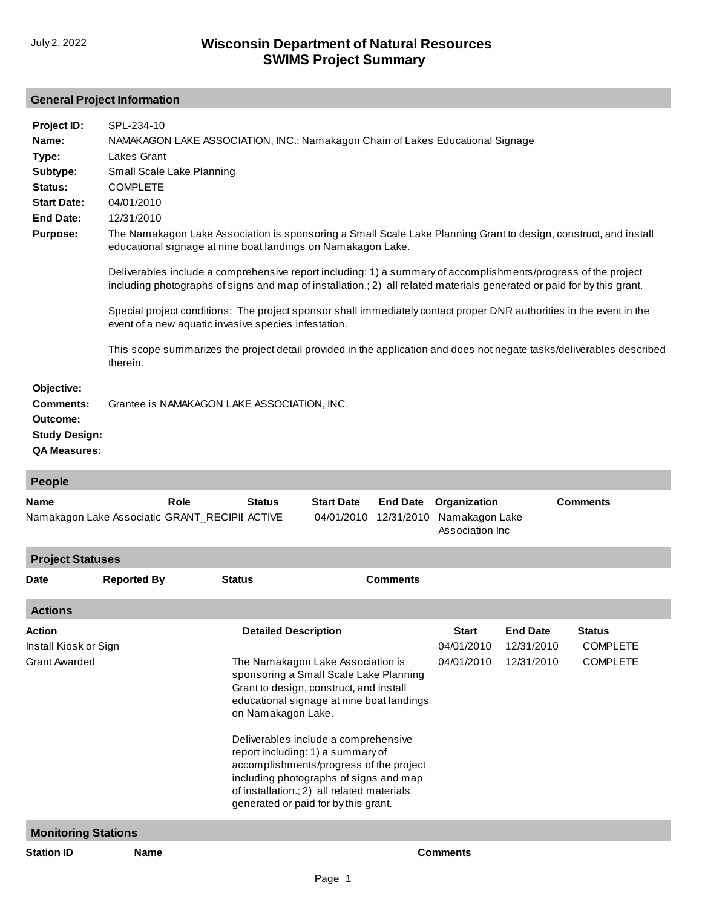July 2, 2022

# Wisconsin Department of Natural Resources
# SWIMS Project Summary

## General Project Information

**Project ID:** SPL-234-10

**Name:** NAMAKAGON LAKE ASSOCIATION, INC.: Namakagon Chain of Lakes Educational Signage

**Type:** Lakes Grant

**Subtype:** Small Scale Lake Planning

**Status:** COMPLETE

**Start Date:** 04/01/2010

**End Date:** 12/31/2010

**Purpose:** The Namakagon Lake Association is sponsoring a Small Scale Lake Planning Grant to design, construct, and install educational signage at nine boat landings on Namakagon Lake.

Deliverables include a comprehensive report including: 1) a summary of accomplishments/progress of the project including photographs of signs and map of installation.; 2) all related materials generated or paid for by this grant.

Special project conditions: The project sponsor shall immediately contact proper DNR authorities in the event in the event of a new aquatic invasive species infestation.

This scope summarizes the project detail provided in the application and does not negate tasks/deliverables described therein.

**Objective:**

**Comments:** Grantee is NAMAKAGON LAKE ASSOCIATION, INC.

**Outcome:**

**Study Design:**

**QA Measures:**

## People

| Name | Role | Status | Start Date | End Date | Organization | Comments |
|---|---|---|---|---|---|---|
| Namakagon Lake Associatio | GRANT_RECIPII | ACTIVE | 04/01/2010 | 12/31/2010 | Namakagon Lake Association Inc | |

## Project Statuses

| Date | Reported By | Status | Comments |
|---|---|---|---|

## Actions

| Action | Detailed Description | Start | End Date | Status |
|---|---|---|---|---|
| Install Kiosk or Sign | | 04/01/2010 | 12/31/2010 | COMPLETE |
| Grant Awarded | The Namakagon Lake Association is sponsoring a Small Scale Lake Planning Grant to design, construct, and install educational signage at nine boat landings on Namakagon Lake.<br><br>Deliverables include a comprehensive report including: 1) a summary of accomplishments/progress of the project including photographs of signs and map of installation.; 2) all related materials generated or paid for by this grant. | 04/01/2010 | 12/31/2010 | COMPLETE |

## Monitoring Stations

| Station ID | Name | Comments |
|---|---|---|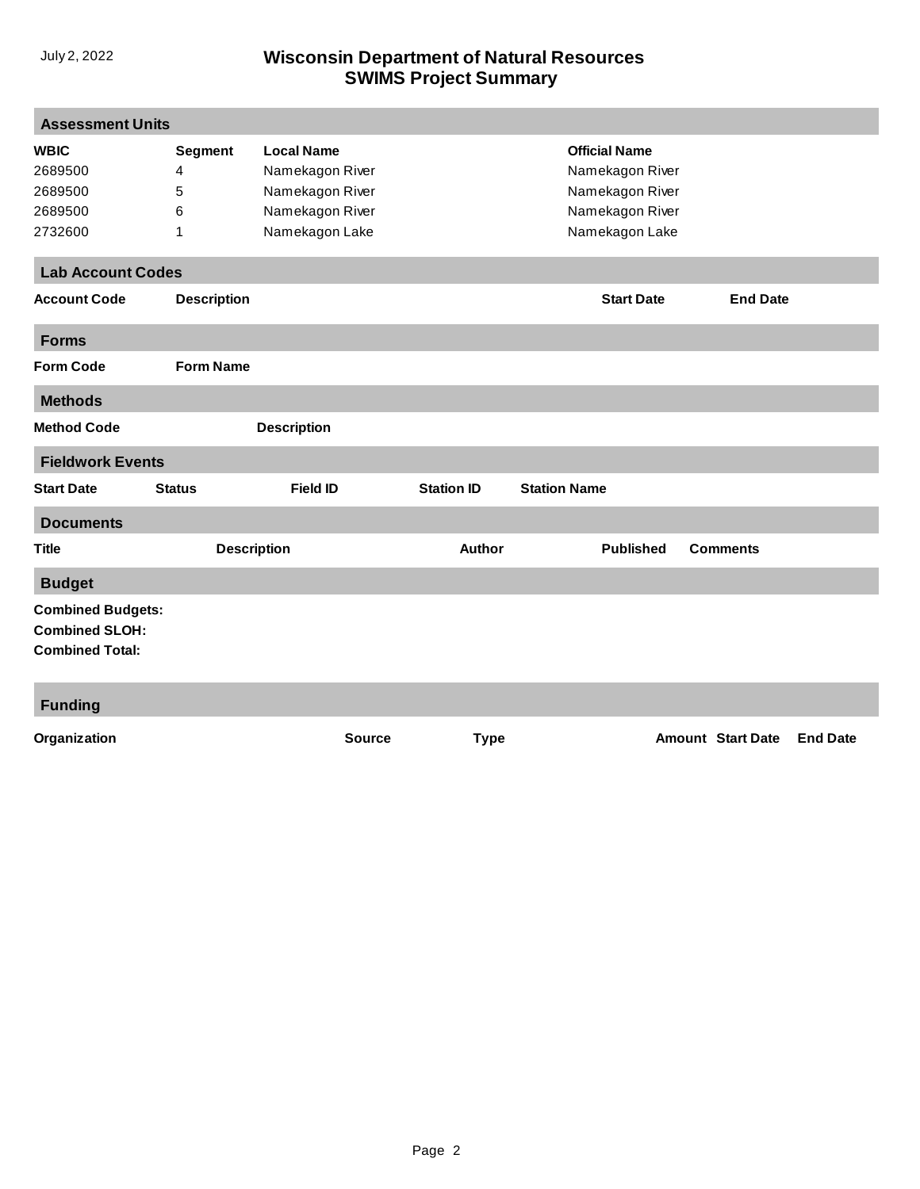## Assessment Units

| WBIC | Segment | Local Name | Official Name |
| --- | --- | --- | --- |
| 2689500 | 4 | Namekagon River | Namekagon River |
| 2689500 | 5 | Namekagon River | Namekagon River |
| 2689500 | 6 | Namekagon River | Namekagon River |
| 2732600 | 1 | Namekagon Lake | Namekagon Lake |

## Lab Account Codes

| Account Code | Description | Start Date | End Date |
| --- | --- | --- | --- |

## Forms

| Form Code | Form Name |
| --- | --- |

## Methods

| Method Code | Description |
| --- | --- |

## Fieldwork Events

| Start Date | Status | Field ID | Station ID | Station Name |
| --- | --- | --- | --- | --- |

## Documents

| Title | Description | Author | Published | Comments |
| --- | --- | --- | --- | --- |

## Budget

**Combined Budgets:**

**Combined SLOH:**

**Combined Total:**

## Funding

| Organization | Source | Type | Amount | Start Date | End Date |
| --- | --- | --- | --- | --- | --- |